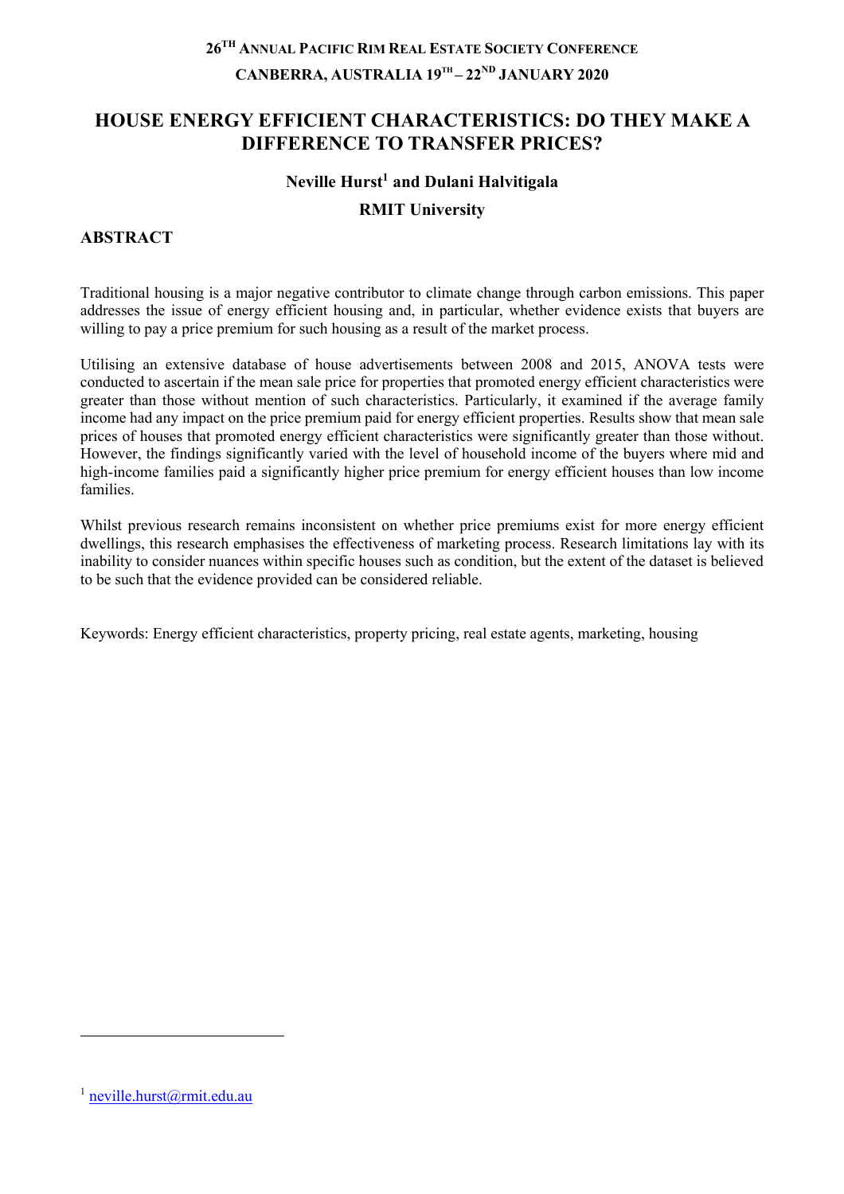26TH ANNUAL PACIFIC RIM REAL ESTATE SOCIETY CONFERENCE

CANBERRA, AUSTRALIA 19TH – 22ND JANUARY 2020

# HOUSE ENERGY EFFICIENT CHARACTERISTICS: DO THEY MAKE A DIFFERENCE TO TRANSFER PRICES?

**Neville Hurst[1] and Dulani Halvitigala**

**RMIT University**

## ABSTRACT

Traditional housing is a major negative contributor to climate change through carbon emissions. This paper addresses the issue of energy efficient housing and, in particular, whether evidence exists that buyers are willing to pay a price premium for such housing as a result of the market process.

Utilising an extensive database of house advertisements between 2008 and 2015, ANOVA tests were conducted to ascertain if the mean sale price for properties that promoted energy efficient characteristics were greater than those without mention of such characteristics. Particularly, it examined if the average family income had any impact on the price premium paid for energy efficient properties. Results show that mean sale prices of houses that promoted energy efficient characteristics were significantly greater than those without. However, the findings significantly varied with the level of household income of the buyers where mid and high-income families paid a significantly higher price premium for energy efficient houses than low income families.

Whilst previous research remains inconsistent on whether price premiums exist for more energy efficient dwellings, this research emphasises the effectiveness of marketing process. Research limitations lay with its inability to consider nuances within specific houses such as condition, but the extent of the dataset is believed to be such that the evidence provided can be considered reliable.

Keywords: Energy efficient characteristics, property pricing, real estate agents, marketing, housing

[1] neville.hurst@rmit.edu.au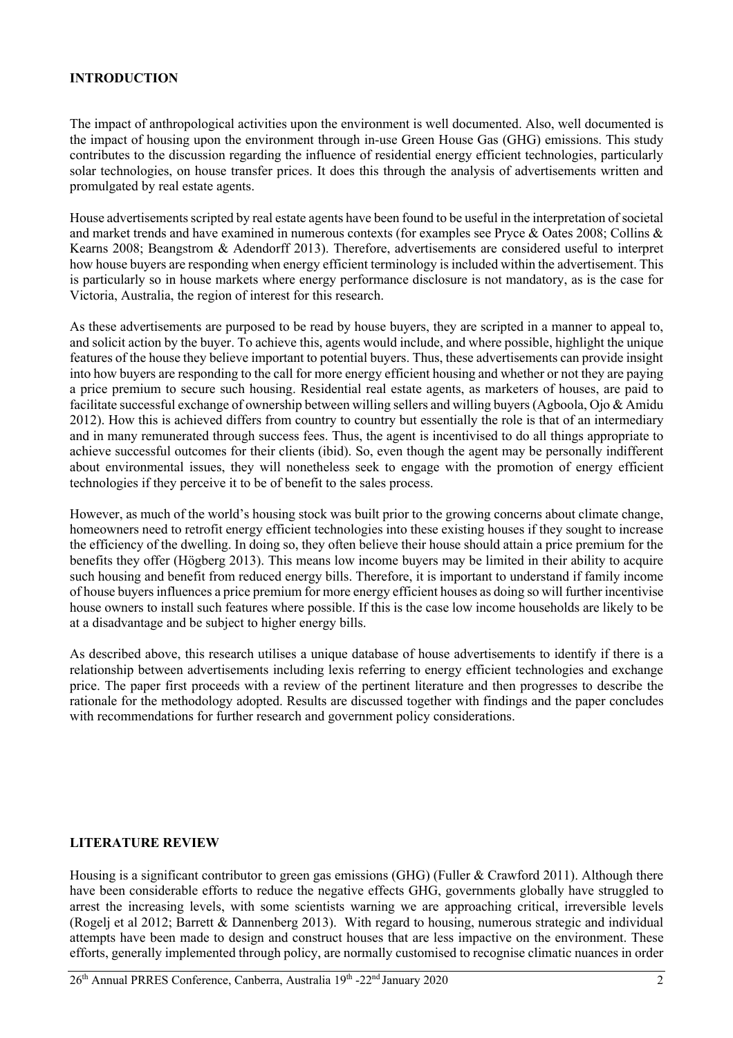## INTRODUCTION

The impact of anthropological activities upon the environment is well documented. Also, well documented is the impact of housing upon the environment through in-use Green House Gas (GHG) emissions. This study contributes to the discussion regarding the influence of residential energy efficient technologies, particularly solar technologies, on house transfer prices. It does this through the analysis of advertisements written and promulgated by real estate agents.

House advertisements scripted by real estate agents have been found to be useful in the interpretation of societal and market trends and have examined in numerous contexts (for examples see Pryce & Oates 2008; Collins & Kearns 2008; Beangstrom & Adendorff 2013). Therefore, advertisements are considered useful to interpret how house buyers are responding when energy efficient terminology is included within the advertisement. This is particularly so in house markets where energy performance disclosure is not mandatory, as is the case for Victoria, Australia, the region of interest for this research.

As these advertisements are purposed to be read by house buyers, they are scripted in a manner to appeal to, and solicit action by the buyer. To achieve this, agents would include, and where possible, highlight the unique features of the house they believe important to potential buyers. Thus, these advertisements can provide insight into how buyers are responding to the call for more energy efficient housing and whether or not they are paying a price premium to secure such housing. Residential real estate agents, as marketers of houses, are paid to facilitate successful exchange of ownership between willing sellers and willing buyers (Agboola, Ojo & Amidu 2012). How this is achieved differs from country to country but essentially the role is that of an intermediary and in many remunerated through success fees. Thus, the agent is incentivised to do all things appropriate to achieve successful outcomes for their clients (ibid). So, even though the agent may be personally indifferent about environmental issues, they will nonetheless seek to engage with the promotion of energy efficient technologies if they perceive it to be of benefit to the sales process.

However, as much of the world's housing stock was built prior to the growing concerns about climate change, homeowners need to retrofit energy efficient technologies into these existing houses if they sought to increase the efficiency of the dwelling. In doing so, they often believe their house should attain a price premium for the benefits they offer (Högberg 2013). This means low income buyers may be limited in their ability to acquire such housing and benefit from reduced energy bills. Therefore, it is important to understand if family income of house buyers influences a price premium for more energy efficient houses as doing so will further incentivise house owners to install such features where possible. If this is the case low income households are likely to be at a disadvantage and be subject to higher energy bills.

As described above, this research utilises a unique database of house advertisements to identify if there is a relationship between advertisements including lexis referring to energy efficient technologies and exchange price. The paper first proceeds with a review of the pertinent literature and then progresses to describe the rationale for the methodology adopted. Results are discussed together with findings and the paper concludes with recommendations for further research and government policy considerations.

## LITERATURE REVIEW

Housing is a significant contributor to green gas emissions (GHG) (Fuller & Crawford 2011). Although there have been considerable efforts to reduce the negative effects GHG, governments globally have struggled to arrest the increasing levels, with some scientists warning we are approaching critical, irreversible levels (Rogelj et al 2012; Barrett & Dannenberg 2013). With regard to housing, numerous strategic and individual attempts have been made to design and construct houses that are less impactive on the environment. These efforts, generally implemented through policy, are normally customised to recognise climatic nuances in order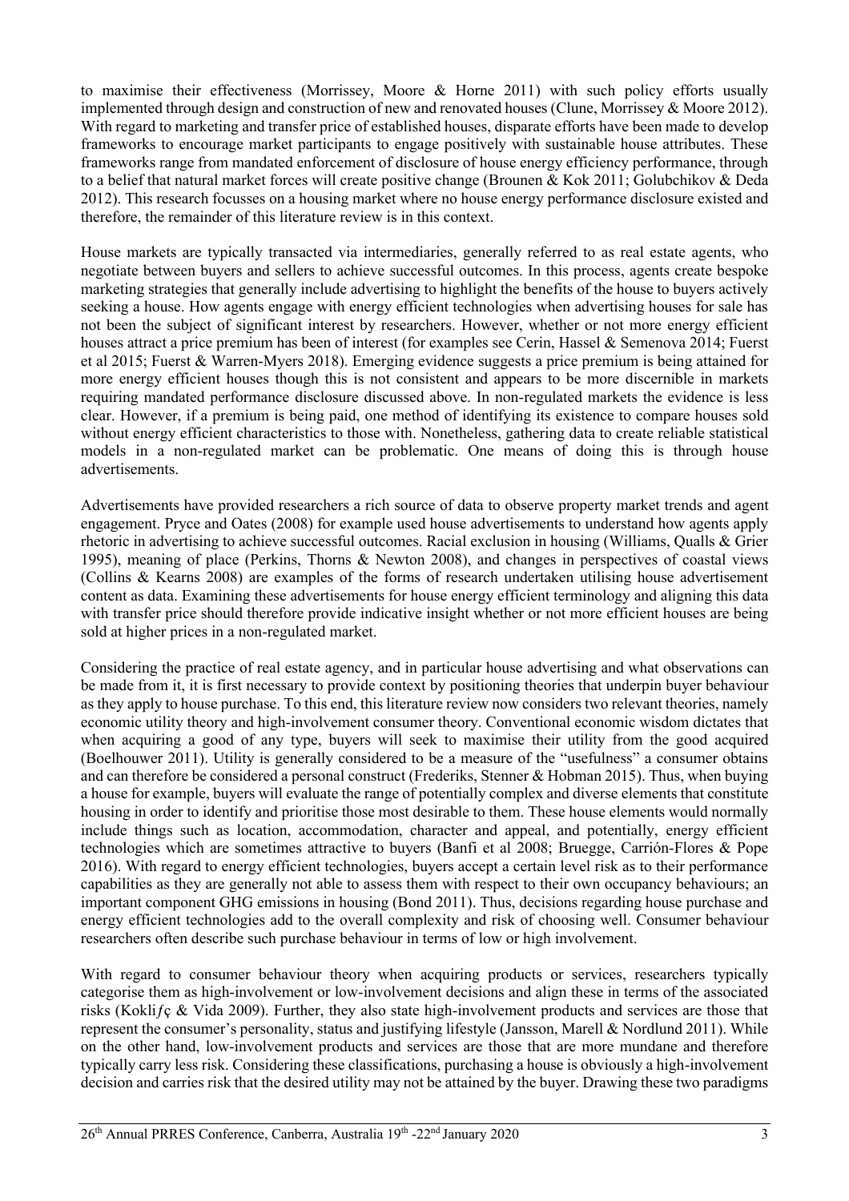to maximise their effectiveness (Morrissey, Moore & Horne 2011) with such policy efforts usually implemented through design and construction of new and renovated houses (Clune, Morrissey & Moore 2012). With regard to marketing and transfer price of established houses, disparate efforts have been made to develop frameworks to encourage market participants to engage positively with sustainable house attributes. These frameworks range from mandated enforcement of disclosure of house energy efficiency performance, through to a belief that natural market forces will create positive change (Brounen & Kok 2011; Golubchikov & Deda 2012). This research focusses on a housing market where no house energy performance disclosure existed and therefore, the remainder of this literature review is in this context.

House markets are typically transacted via intermediaries, generally referred to as real estate agents, who negotiate between buyers and sellers to achieve successful outcomes. In this process, agents create bespoke marketing strategies that generally include advertising to highlight the benefits of the house to buyers actively seeking a house. How agents engage with energy efficient technologies when advertising houses for sale has not been the subject of significant interest by researchers. However, whether or not more energy efficient houses attract a price premium has been of interest (for examples see Cerin, Hassel & Semenova 2014; Fuerst et al 2015; Fuerst & Warren-Myers 2018). Emerging evidence suggests a price premium is being attained for more energy efficient houses though this is not consistent and appears to be more discernible in markets requiring mandated performance disclosure discussed above. In non-regulated markets the evidence is less clear. However, if a premium is being paid, one method of identifying its existence to compare houses sold without energy efficient characteristics to those with. Nonetheless, gathering data to create reliable statistical models in a non-regulated market can be problematic. One means of doing this is through house advertisements.

Advertisements have provided researchers a rich source of data to observe property market trends and agent engagement. Pryce and Oates (2008) for example used house advertisements to understand how agents apply rhetoric in advertising to achieve successful outcomes. Racial exclusion in housing (Williams, Qualls & Grier 1995), meaning of place (Perkins, Thorns & Newton 2008), and changes in perspectives of coastal views (Collins & Kearns 2008) are examples of the forms of research undertaken utilising house advertisement content as data. Examining these advertisements for house energy efficient terminology and aligning this data with transfer price should therefore provide indicative insight whether or not more efficient houses are being sold at higher prices in a non-regulated market.

Considering the practice of real estate agency, and in particular house advertising and what observations can be made from it, it is first necessary to provide context by positioning theories that underpin buyer behaviour as they apply to house purchase. To this end, this literature review now considers two relevant theories, namely economic utility theory and high-involvement consumer theory. Conventional economic wisdom dictates that when acquiring a good of any type, buyers will seek to maximise their utility from the good acquired (Boelhouwer 2011). Utility is generally considered to be a measure of the "usefulness" a consumer obtains and can therefore be considered a personal construct (Frederiks, Stenner & Hobman 2015). Thus, when buying a house for example, buyers will evaluate the range of potentially complex and diverse elements that constitute housing in order to identify and prioritise those most desirable to them. These house elements would normally include things such as location, accommodation, character and appeal, and potentially, energy efficient technologies which are sometimes attractive to buyers (Banfi et al 2008; Bruegge, Carrión-Flores & Pope 2016). With regard to energy efficient technologies, buyers accept a certain level risk as to their performance capabilities as they are generally not able to assess them with respect to their own occupancy behaviours; an important component GHG emissions in housing (Bond 2011). Thus, decisions regarding house purchase and energy efficient technologies add to the overall complexity and risk of choosing well. Consumer behaviour researchers often describe such purchase behaviour in terms of low or high involvement.

With regard to consumer behaviour theory when acquiring products or services, researchers typically categorise them as high-involvement or low-involvement decisions and align these in terms of the associated risks (Kokliƒç & Vida 2009). Further, they also state high-involvement products and services are those that represent the consumer's personality, status and justifying lifestyle (Jansson, Marell & Nordlund 2011). While on the other hand, low-involvement products and services are those that are more mundane and therefore typically carry less risk. Considering these classifications, purchasing a house is obviously a high-involvement decision and carries risk that the desired utility may not be attained by the buyer. Drawing these two paradigms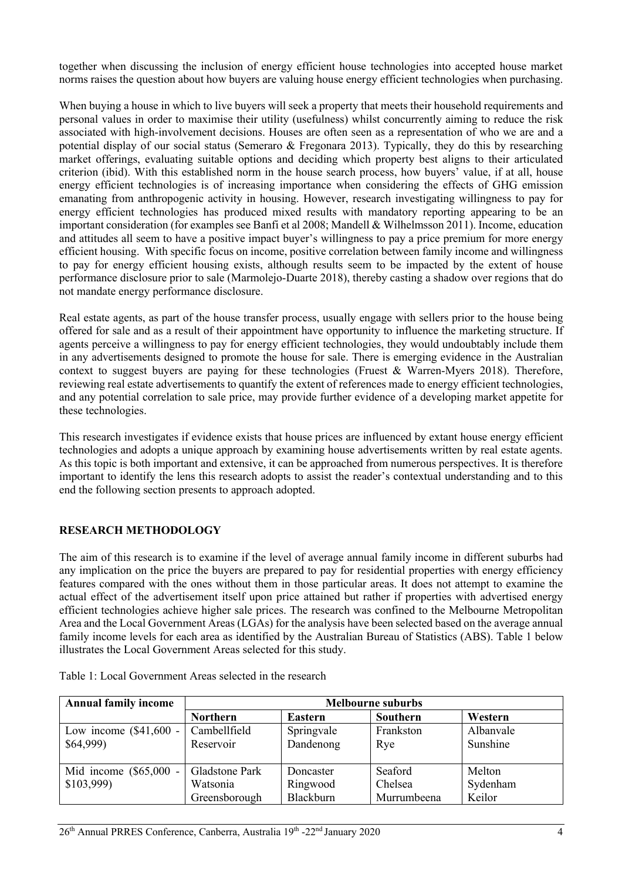together when discussing the inclusion of energy efficient house technologies into accepted house market norms raises the question about how buyers are valuing house energy efficient technologies when purchasing.

When buying a house in which to live buyers will seek a property that meets their household requirements and personal values in order to maximise their utility (usefulness) whilst concurrently aiming to reduce the risk associated with high-involvement decisions. Houses are often seen as a representation of who we are and a potential display of our social status (Semeraro & Fregonara 2013). Typically, they do this by researching market offerings, evaluating suitable options and deciding which property best aligns to their articulated criterion (ibid). With this established norm in the house search process, how buyers' value, if at all, house energy efficient technologies is of increasing importance when considering the effects of GHG emission emanating from anthropogenic activity in housing. However, research investigating willingness to pay for energy efficient technologies has produced mixed results with mandatory reporting appearing to be an important consideration (for examples see Banfi et al 2008; Mandell & Wilhelmsson 2011). Income, education and attitudes all seem to have a positive impact buyer's willingness to pay a price premium for more energy efficient housing. With specific focus on income, positive correlation between family income and willingness to pay for energy efficient housing exists, although results seem to be impacted by the extent of house performance disclosure prior to sale (Marmolejo-Duarte 2018), thereby casting a shadow over regions that do not mandate energy performance disclosure.

Real estate agents, as part of the house transfer process, usually engage with sellers prior to the house being offered for sale and as a result of their appointment have opportunity to influence the marketing structure. If agents perceive a willingness to pay for energy efficient technologies, they would undoubtably include them in any advertisements designed to promote the house for sale. There is emerging evidence in the Australian context to suggest buyers are paying for these technologies (Fruest & Warren-Myers 2018). Therefore, reviewing real estate advertisements to quantify the extent of references made to energy efficient technologies, and any potential correlation to sale price, may provide further evidence of a developing market appetite for these technologies.

This research investigates if evidence exists that house prices are influenced by extant house energy efficient technologies and adopts a unique approach by examining house advertisements written by real estate agents. As this topic is both important and extensive, it can be approached from numerous perspectives. It is therefore important to identify the lens this research adopts to assist the reader's contextual understanding and to this end the following section presents to approach adopted.

## RESEARCH METHODOLOGY

The aim of this research is to examine if the level of average annual family income in different suburbs had any implication on the price the buyers are prepared to pay for residential properties with energy efficiency features compared with the ones without them in those particular areas. It does not attempt to examine the actual effect of the advertisement itself upon price attained but rather if properties with advertised energy efficient technologies achieve higher sale prices. The research was confined to the Melbourne Metropolitan Area and the Local Government Areas (LGAs) for the analysis have been selected based on the average annual family income levels for each area as identified by the Australian Bureau of Statistics (ABS). Table 1 below illustrates the Local Government Areas selected for this study.

Table 1: Local Government Areas selected in the research

| Annual family income | Melbourne suburbs | | | |
|---|---|---|---|---|
| | Northern | Eastern | Southern | Western |
| Low income ($41,600 - $64,999) | Cambellfield<br>Reservoir | Springvale<br>Dandenong | Frankston<br>Rye | Albanvale<br>Sunshine |
| Mid income ($65,000 - $103,999) | Gladstone Park<br>Watsonia<br>Greensborough | Doncaster<br>Ringwood<br>Blackburn | Seaford<br>Chelsea<br>Murrumbeena | Melton<br>Sydenham<br>Keilor |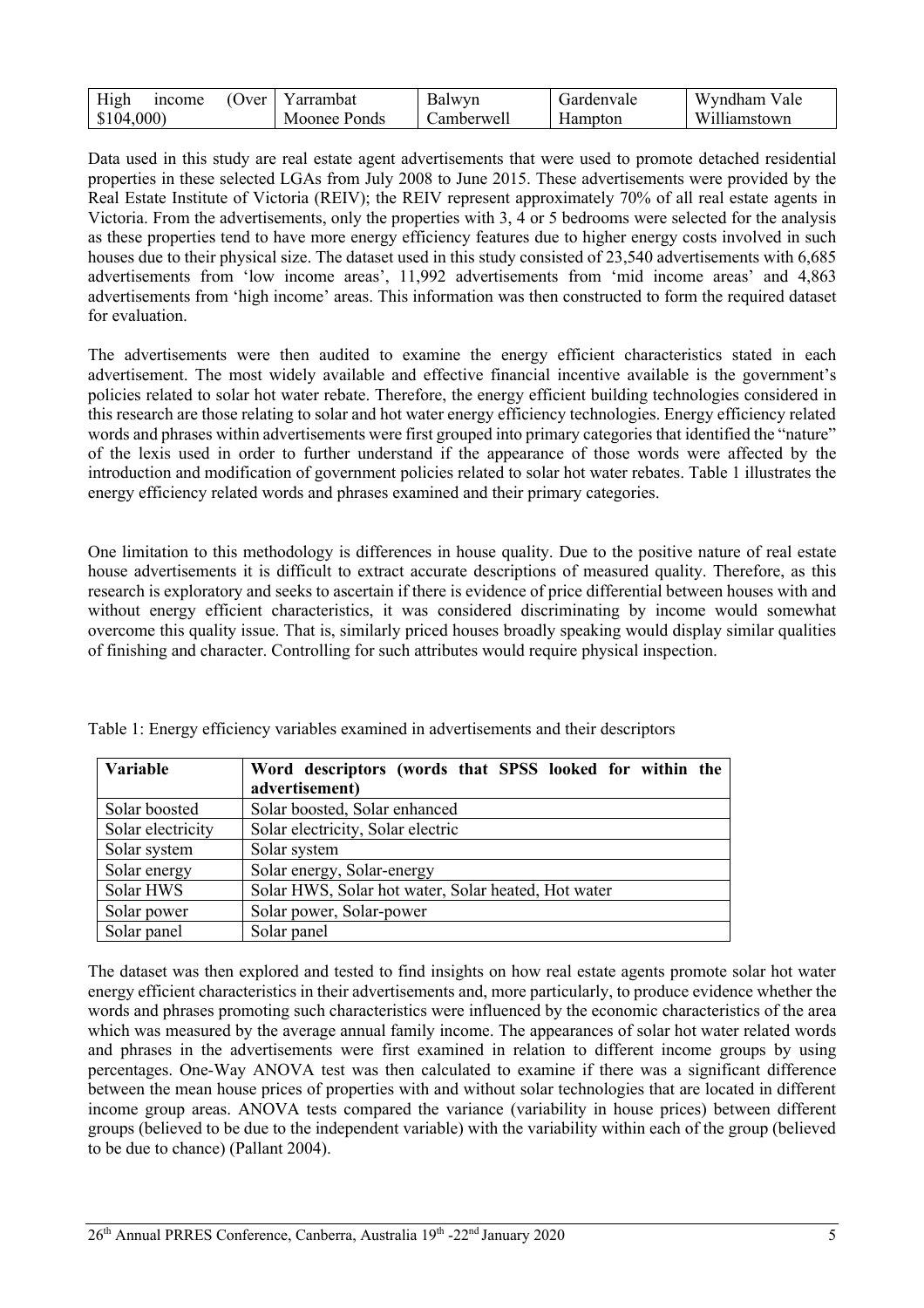| High income (Over $104,000) | Yarrambat<br>Moonee Ponds | Balwyn<br>Camberwell | Gardenvale<br>Hampton | Wyndham Vale<br>Williamstown |
|---|---|---|---|---|

Data used in this study are real estate agent advertisements that were used to promote detached residential properties in these selected LGAs from July 2008 to June 2015. These advertisements were provided by the Real Estate Institute of Victoria (REIV); the REIV represent approximately 70% of all real estate agents in Victoria. From the advertisements, only the properties with 3, 4 or 5 bedrooms were selected for the analysis as these properties tend to have more energy efficiency features due to higher energy costs involved in such houses due to their physical size. The dataset used in this study consisted of 23,540 advertisements with 6,685 advertisements from 'low income areas', 11,992 advertisements from 'mid income areas' and 4,863 advertisements from 'high income' areas. This information was then constructed to form the required dataset for evaluation.

The advertisements were then audited to examine the energy efficient characteristics stated in each advertisement. The most widely available and effective financial incentive available is the government's policies related to solar hot water rebate. Therefore, the energy efficient building technologies considered in this research are those relating to solar and hot water energy efficiency technologies. Energy efficiency related words and phrases within advertisements were first grouped into primary categories that identified the "nature" of the lexis used in order to further understand if the appearance of those words were affected by the introduction and modification of government policies related to solar hot water rebates. Table 1 illustrates the energy efficiency related words and phrases examined and their primary categories.

One limitation to this methodology is differences in house quality. Due to the positive nature of real estate house advertisements it is difficult to extract accurate descriptions of measured quality. Therefore, as this research is exploratory and seeks to ascertain if there is evidence of price differential between houses with and without energy efficient characteristics, it was considered discriminating by income would somewhat overcome this quality issue. That is, similarly priced houses broadly speaking would display similar qualities of finishing and character. Controlling for such attributes would require physical inspection.

Table 1: Energy efficiency variables examined in advertisements and their descriptors

| **Variable** | **Word descriptors (words that SPSS looked for within the advertisement)** |
|---|---|
| Solar boosted | Solar boosted, Solar enhanced |
| Solar electricity | Solar electricity, Solar electric |
| Solar system | Solar system |
| Solar energy | Solar energy, Solar-energy |
| Solar HWS | Solar HWS, Solar hot water, Solar heated, Hot water |
| Solar power | Solar power, Solar-power |
| Solar panel | Solar panel |

The dataset was then explored and tested to find insights on how real estate agents promote solar hot water energy efficient characteristics in their advertisements and, more particularly, to produce evidence whether the words and phrases promoting such characteristics were influenced by the economic characteristics of the area which was measured by the average annual family income. The appearances of solar hot water related words and phrases in the advertisements were first examined in relation to different income groups by using percentages. One-Way ANOVA test was then calculated to examine if there was a significant difference between the mean house prices of properties with and without solar technologies that are located in different income group areas. ANOVA tests compared the variance (variability in house prices) between different groups (believed to be due to the independent variable) with the variability within each of the group (believed to be due to chance) (Pallant 2004).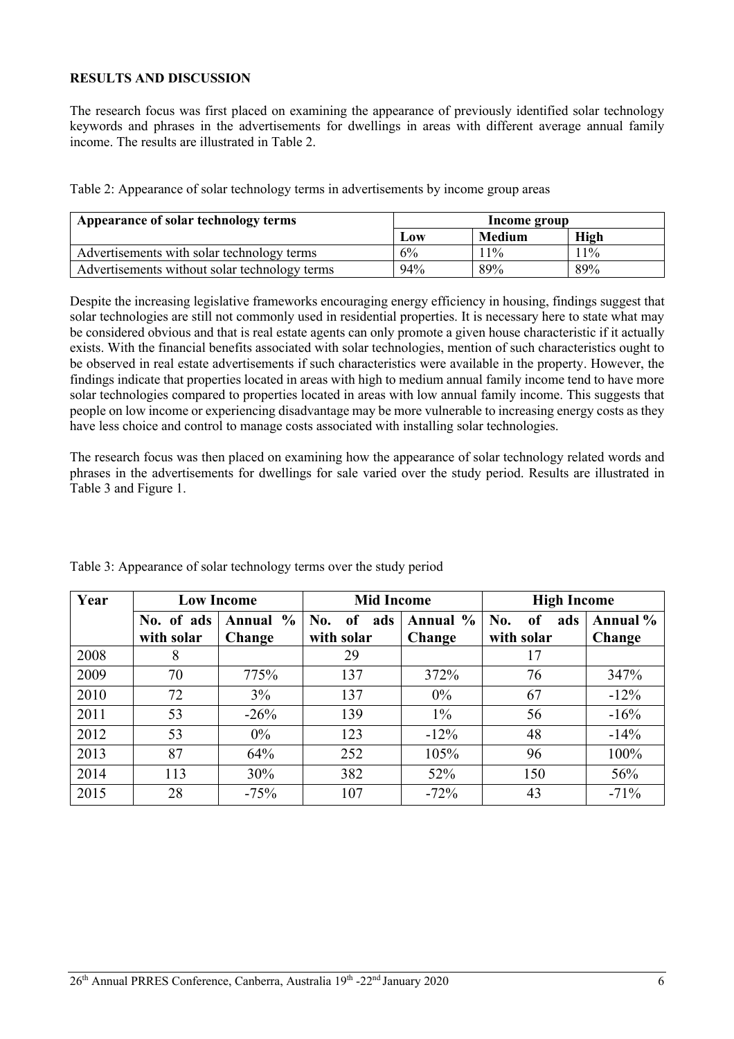## RESULTS AND DISCUSSION

The research focus was first placed on examining the appearance of previously identified solar technology keywords and phrases in the advertisements for dwellings in areas with different average annual family income. The results are illustrated in Table 2.

Table 2: Appearance of solar technology terms in advertisements by income group areas

| Appearance of solar technology terms | Income group | | |
|---|---|---|---|
| | Low | Medium | High |
| Advertisements with solar technology terms | 6% | 11% | 11% |
| Advertisements without solar technology terms | 94% | 89% | 89% |

Despite the increasing legislative frameworks encouraging energy efficiency in housing, findings suggest that solar technologies are still not commonly used in residential properties. It is necessary here to state what may be considered obvious and that is real estate agents can only promote a given house characteristic if it actually exists. With the financial benefits associated with solar technologies, mention of such characteristics ought to be observed in real estate advertisements if such characteristics were available in the property. However, the findings indicate that properties located in areas with high to medium annual family income tend to have more solar technologies compared to properties located in areas with low annual family income. This suggests that people on low income or experiencing disadvantage may be more vulnerable to increasing energy costs as they have less choice and control to manage costs associated with installing solar technologies.

The research focus was then placed on examining how the appearance of solar technology related words and phrases in the advertisements for dwellings for sale varied over the study period. Results are illustrated in Table 3 and Figure 1.

Table 3: Appearance of solar technology terms over the study period

| Year | Low Income | | Mid Income | | High Income | |
|---|---|---|---|---|---|---|
| | No. of ads with solar | Annual % Change | No. of ads with solar | Annual % Change | No. of ads with solar | Annual % Change |
| 2008 | 8 | | 29 | | 17 | |
| 2009 | 70 | 775% | 137 | 372% | 76 | 347% |
| 2010 | 72 | 3% | 137 | 0% | 67 | -12% |
| 2011 | 53 | -26% | 139 | 1% | 56 | -16% |
| 2012 | 53 | 0% | 123 | -12% | 48 | -14% |
| 2013 | 87 | 64% | 252 | 105% | 96 | 100% |
| 2014 | 113 | 30% | 382 | 52% | 150 | 56% |
| 2015 | 28 | -75% | 107 | -72% | 43 | -71% |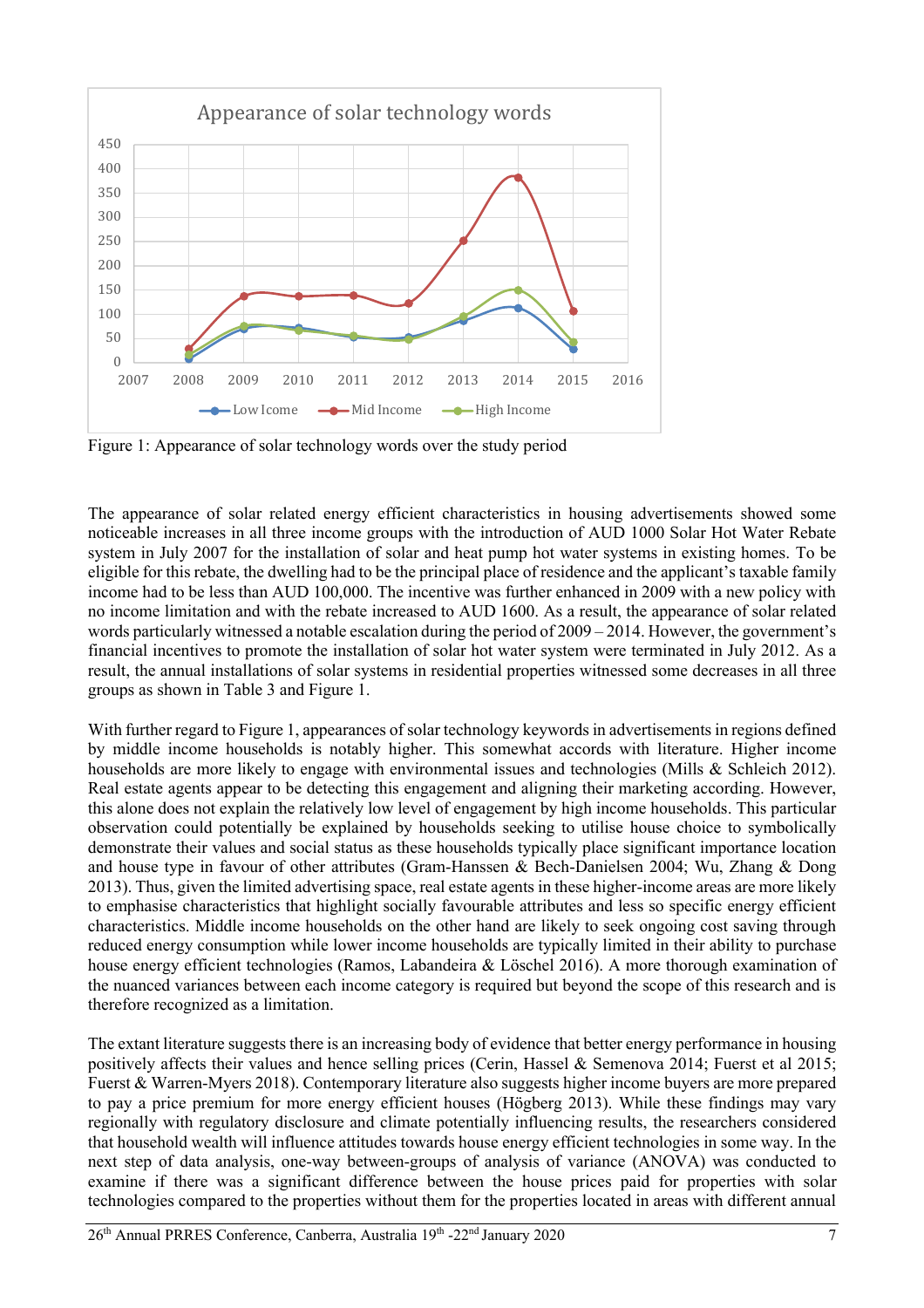Figure 1: Appearance of solar technology words over the study period

The appearance of solar related energy efficient characteristics in housing advertisements showed some noticeable increases in all three income groups with the introduction of AUD 1000 Solar Hot Water Rebate system in July 2007 for the installation of solar and heat pump hot water systems in existing homes. To be eligible for this rebate, the dwelling had to be the principal place of residence and the applicant's taxable family income had to be less than AUD 100,000. The incentive was further enhanced in 2009 with a new policy with no income limitation and with the rebate increased to AUD 1600. As a result, the appearance of solar related words particularly witnessed a notable escalation during the period of 2009 – 2014. However, the government's financial incentives to promote the installation of solar hot water system were terminated in July 2012. As a result, the annual installations of solar systems in residential properties witnessed some decreases in all three groups as shown in Table 3 and Figure 1.

With further regard to Figure 1, appearances of solar technology keywords in advertisements in regions defined by middle income households is notably higher. This somewhat accords with literature. Higher income households are more likely to engage with environmental issues and technologies (Mills & Schleich 2012). Real estate agents appear to be detecting this engagement and aligning their marketing according. However, this alone does not explain the relatively low level of engagement by high income households. This particular observation could potentially be explained by households seeking to utilise house choice to symbolically demonstrate their values and social status as these households typically place significant importance location and house type in favour of other attributes (Gram-Hanssen & Bech-Danielsen 2004; Wu, Zhang & Dong 2013). Thus, given the limited advertising space, real estate agents in these higher-income areas are more likely to emphasise characteristics that highlight socially favourable attributes and less so specific energy efficient characteristics. Middle income households on the other hand are likely to seek ongoing cost saving through reduced energy consumption while lower income households are typically limited in their ability to purchase house energy efficient technologies (Ramos, Labandeira & Löschel 2016). A more thorough examination of the nuanced variances between each income category is required but beyond the scope of this research and is therefore recognized as a limitation.

The extant literature suggests there is an increasing body of evidence that better energy performance in housing positively affects their values and hence selling prices (Cerin, Hassel & Semenova 2014; Fuerst et al 2015; Fuerst & Warren-Myers 2018). Contemporary literature also suggests higher income house buyers are more prepared to pay a price premium for more energy efficient houses (Högberg 2013). While these findings may vary regionally with regulatory disclosure and climate potentially influencing results, the researchers considered that household wealth will influence attitudes towards house energy efficient technologies in some way. In the next step of data analysis, one-way between-groups of analysis of variance (ANOVA) was conducted to examine if there was a significant difference between the house prices paid for properties with solar technologies compared to the properties without them for the properties located in areas with different annual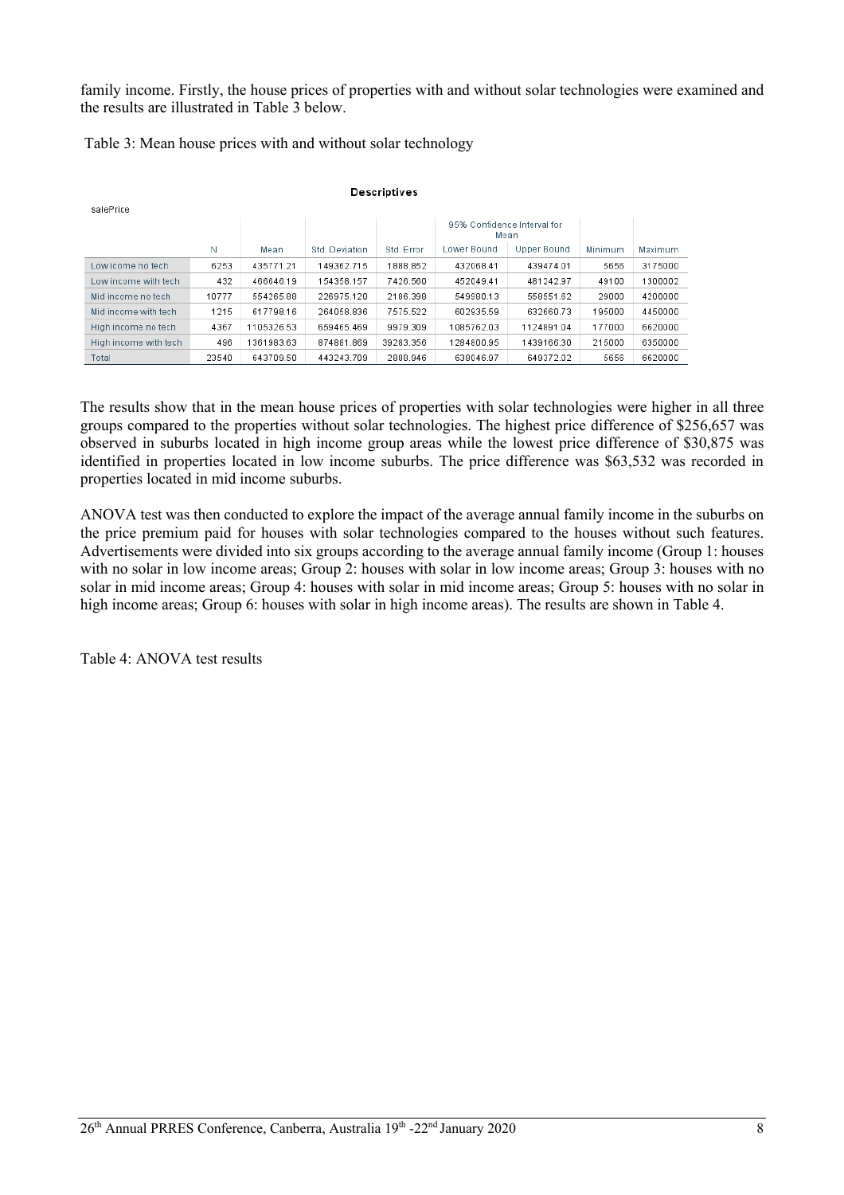family income. Firstly, the house prices of properties with and without solar technologies were examined and the results are illustrated in Table 3 below.

Table 3: Mean house prices with and without solar technology

**Descriptives**

salePrice

| | N | Mean | Std. Deviation | Std. Error | 95% Confidence Interval for Mean | | Minimum | Maximum |
|---|---|---|---|---|---|---|---|---|
| | | | | | Lower Bound | Upper Bound | | |
| Low icome no tech | 6253 | 435771.21 | 149362.715 | 1888.852 | 432068.41 | 439474.01 | 5656 | 3175000 |
| Low income with tech | 432 | 466646.19 | 154358.157 | 7426.560 | 452049.41 | 481242.97 | 49100 | 1300002 |
| Mid income no tech | 10777 | 554265.88 | 226975.120 | 2186.398 | 549980.13 | 558551.62 | 29000 | 4200000 |
| Mid income with tech | 1215 | 617798.16 | 264058.836 | 7575.522 | 602935.59 | 632660.73 | 195000 | 4450000 |
| High income no tech | 4367 | 1105326.53 | 659465.469 | 9979.309 | 1085762.03 | 1124891.04 | 177000 | 6620000 |
| High income with tech | 496 | 1361983.63 | 874881.869 | 39283.356 | 1284800.95 | 1439166.30 | 215000 | 6350000 |
| Total | 23540 | 643709.50 | 443243.709 | 2888.946 | 638046.97 | 649372.02 | 5656 | 6620000 |

The results show that in the mean house prices of properties with solar technologies were higher in all three groups compared to the properties without solar technologies. The highest price difference of $256,657 was observed in suburbs located in high income group areas while the lowest price difference of $30,875 was identified in properties located in low income suburbs. The price difference was $63,532 was recorded in properties located in mid income suburbs.

ANOVA test was then conducted to explore the impact of the average annual family income in the suburbs on the price premium paid for houses with solar technologies compared to the houses without such features. Advertisements were divided into six groups according to the average annual family income (Group 1: houses with no solar in low income areas; Group 2: houses with solar in low income areas; Group 3: houses with no solar in mid income areas; Group 4: houses with solar in mid income areas; Group 5: houses with no solar in high income areas; Group 6: houses with solar in high income areas). The results are shown in Table 4.

Table 4: ANOVA test results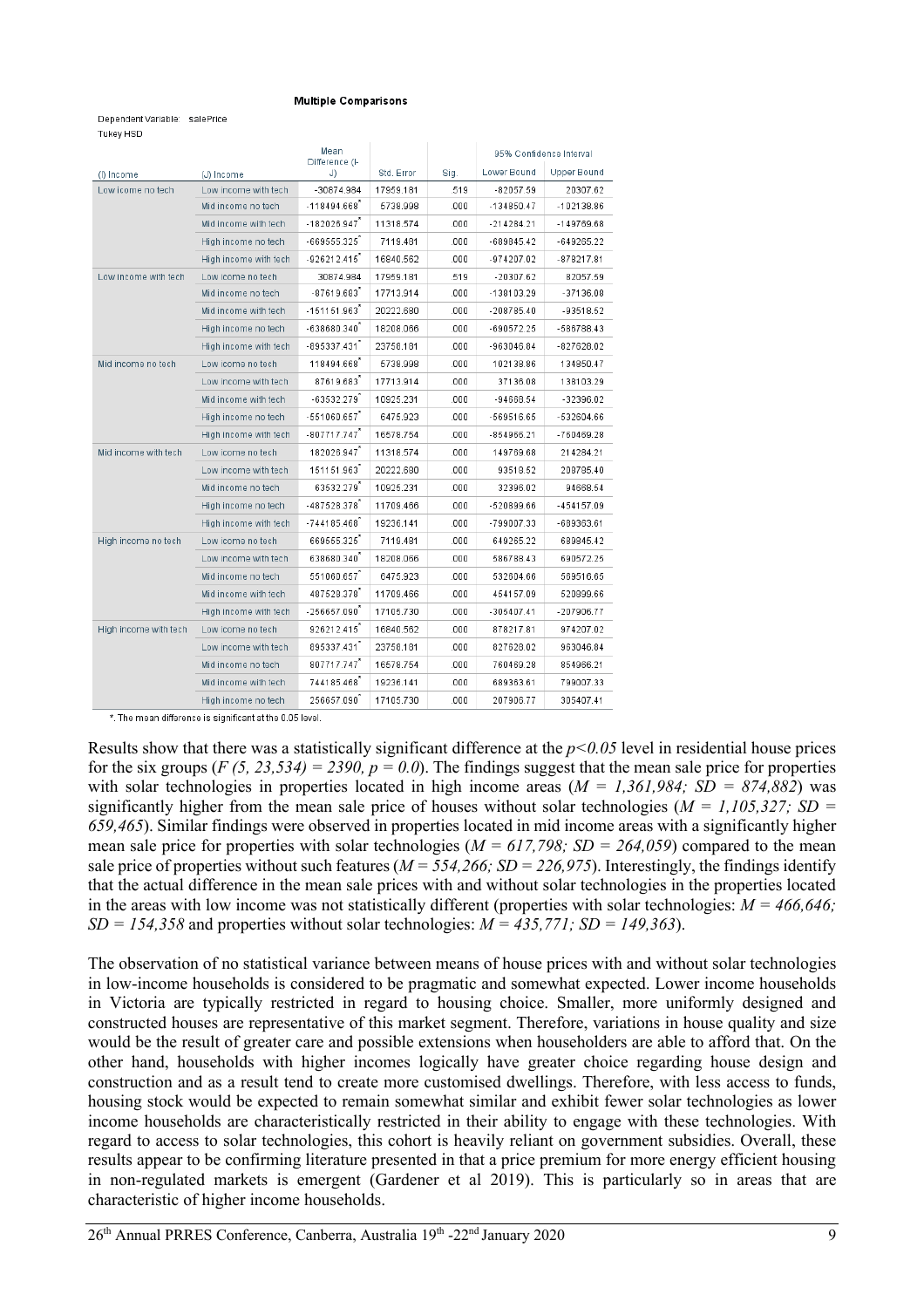**Multiple Comparisons**

Dependent Variable: salePrice

Tukey HSD

| (I) Income | (J) Income | Mean Difference (I-J) | Std. Error | Sig. | 95% Confidence Interval | |
|---|---|---|---|---|---|---|
| | | | | | Lower Bound | Upper Bound |
| Low icome no tech | Low income with tech | -30874.984 | 17959.181 | .519 | -82057.59 | 20307.62 |
| | Mid income no tech | -118494.668* | 5738.998 | .000 | -134850.47 | -102138.86 |
| | Mid income with tech | -182026.947* | 11318.574 | .000 | -214284.21 | -149769.68 |
| | High income no tech | -669555.325* | 7119.481 | .000 | -689845.42 | -649265.22 |
| | High income with tech | -926212.416* | 16840.562 | .000 | -974207.02 | -878217.81 |
| Low income with tech | Low icome no tech | 30874.984 | 17959.181 | .519 | -20307.62 | 82057.59 |
| | Mid income no tech | -87619.683* | 17713.914 | .000 | -138103.29 | -37136.08 |
| | Mid income with tech | -151151.963* | 20222.680 | .000 | -208785.40 | -93518.52 |
| | High income no tech | -638680.340* | 18208.066 | .000 | -690572.25 | -586788.43 |
| | High income with tech | -895337.431* | 23758.181 | .000 | -963046.84 | -827628.02 |
| Mid income no tech | Low icome no tech | 118494.668* | 5738.998 | .000 | 102138.86 | 134850.47 |
| | Low income with tech | 87619.683* | 17713.914 | .000 | 37136.08 | 138103.29 |
| | Mid income with tech | -63532.279* | 10925.231 | .000 | -94668.54 | -32396.02 |
| | High income no tech | -551060.657* | 6475.923 | .000 | -569516.65 | -532604.66 |
| | High income with tech | -807717.747* | 16578.754 | .000 | -854966.21 | -760469.28 |
| Mid income with tech | Low icome no tech | 182026.947* | 11318.574 | .000 | 149769.68 | 214284.21 |
| | Low income with tech | 151151.963* | 20222.680 | .000 | 93518.52 | 208785.40 |
| | Mid income no tech | 63532.279* | 10925.231 | .000 | 32396.02 | 94668.54 |
| | High income no tech | -487528.378* | 11709.466 | .000 | -520899.66 | -454157.09 |
| | High income with tech | -744185.468* | 19236.141 | .000 | -799007.33 | -689363.61 |
| High income no tech | Low icome no tech | 669555.325* | 7119.481 | .000 | 649265.22 | 689845.42 |
| | Low income with tech | 638680.340* | 18208.066 | .000 | 586788.43 | 690572.25 |
| | Mid income no tech | 551060.657* | 6475.923 | .000 | 532604.66 | 569516.65 |
| | Mid income with tech | 487528.378* | 11709.466 | .000 | 454157.09 | 520899.66 |
| | High income with tech | -256657.090* | 17105.730 | .000 | -305407.41 | -207906.77 |
| High income with tech | Low icome no tech | 926212.416* | 16840.562 | .000 | 878217.81 | 974207.02 |
| | Low income with tech | 895337.431* | 23758.181 | .000 | 827628.02 | 963046.84 |
| | Mid income no tech | 807717.747* | 16578.754 | .000 | 760469.28 | 854966.21 |
| | Mid income with tech | 744185.468* | 19236.141 | .000 | 689363.61 | 799007.33 |
| | High income no tech | 256657.090* | 17105.730 | .000 | 207906.77 | 305407.41 |

*. The mean difference is significant at the 0.05 level.

Results show that there was a statistically significant difference at the $p<0.05$ level in residential house prices for the six groups ($F(5, 23{,}534) = 2390$, $p = 0.0$). The findings suggest that the mean sale price for properties with solar technologies in properties located in high income areas ($M = 1{,}361{,}984$; $SD = 874{,}882$) was significantly higher from the mean sale price of houses without solar technologies ($M = 1{,}105{,}327$; $SD = 659{,}465$). Similar findings were observed in properties located in mid income areas with a significantly higher mean sale price for properties with solar technologies ($M = 617{,}798$; $SD = 264{,}059$) compared to the mean sale price of properties without such features ($M = 554{,}266$; $SD = 226{,}975$). Interestingly, the findings identify that the actual difference in the mean sale prices with and without solar technologies in the properties located in the areas with low income was not statistically different (properties with solar technologies: $M = 466{,}646$; $SD = 154{,}358$ and properties without solar technologies: $M = 435{,}771$; $SD = 149{,}363$).

The observation of no statistical variance between means of house prices with and without solar technologies in low-income households is considered to be pragmatic and somewhat expected. Lower income households in Victoria are typically restricted in regard to housing choice. Smaller, more uniformly designed and constructed houses are representative of this market segment. Therefore, variations in house quality and size would be the result of greater care and possible extensions when householders are able to afford that. On the other hand, households with higher incomes logically have greater choice regarding house design and construction and as a result tend to create more customised dwellings. Therefore, with less access to funds, housing stock would be expected to remain somewhat similar and exhibit fewer solar technologies as lower income households are characteristically restricted in their ability to engage with these technologies. With regard to access to solar technologies, this cohort is heavily reliant on government subsidies. Overall, these results appear to be confirming literature presented in that a price premium for more energy efficient housing in non-regulated markets is emergent (Gardener et al 2019). This is particularly so in areas that are characteristic of higher income households.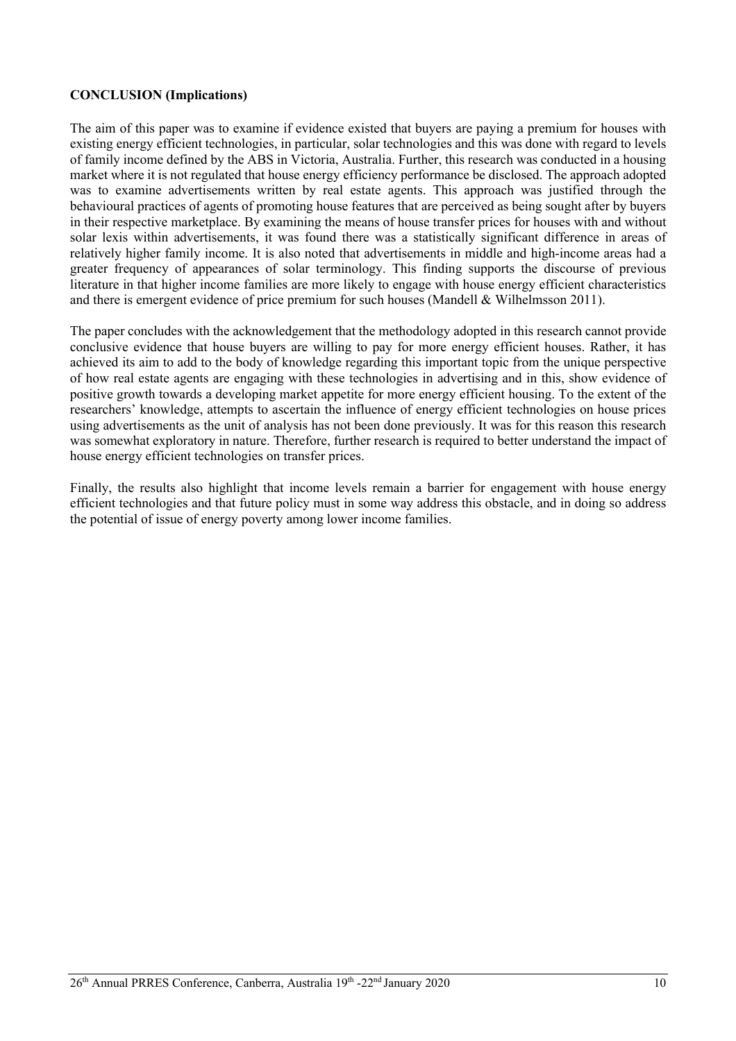**CONCLUSION (Implications)**

The aim of this paper was to examine if evidence existed that buyers are paying a premium for houses with existing energy efficient technologies, in particular, solar technologies and this was done with regard to levels of family income defined by the ABS in Victoria, Australia. Further, this research was conducted in a housing market where it is not regulated that house energy efficiency performance be disclosed. The approach adopted was to examine advertisements written by real estate agents. This approach was justified through the behavioural practices of agents of promoting house features that are perceived as being sought after by buyers in their respective marketplace. By examining the means of house transfer prices for houses with and without solar lexis within advertisements, it was found there was a statistically significant difference in areas of relatively higher family income. It is also noted that advertisements in middle and high-income areas had a greater frequency of appearances of solar terminology. This finding supports the discourse of previous literature in that higher income families are more likely to engage with house energy efficient characteristics and there is emergent evidence of price premium for such houses (Mandell & Wilhelmsson 2011).

The paper concludes with the acknowledgement that the methodology adopted in this research cannot provide conclusive evidence that house buyers are willing to pay for more energy efficient houses. Rather, it has achieved its aim to add to the body of knowledge regarding this important topic from the unique perspective of how real estate agents are engaging with these technologies in advertising and in this, show evidence of positive growth towards a developing market appetite for more energy efficient housing. To the extent of the researchers' knowledge, attempts to ascertain the influence of energy efficient technologies on house prices using advertisements as the unit of analysis has not been done previously. It was for this reason this research was somewhat exploratory in nature. Therefore, further research is required to better understand the impact of house energy efficient technologies on transfer prices.

Finally, the results also highlight that income levels remain a barrier for engagement with house energy efficient technologies and that future policy must in some way address this obstacle, and in doing so address the potential of issue of energy poverty among lower income families.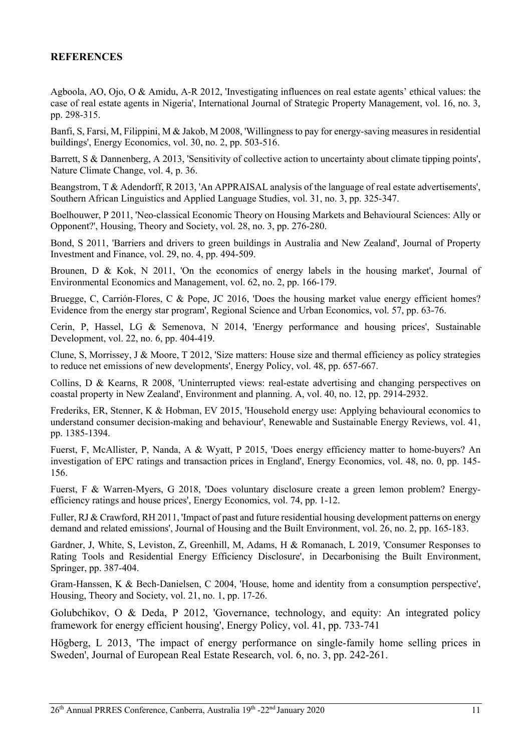## REFERENCES

Agboola, AO, Ojo, O & Amidu, A-R 2012, 'Investigating influences on real estate agents' ethical values: the case of real estate agents in Nigeria', International Journal of Strategic Property Management, vol. 16, no. 3, pp. 298-315.

Banfi, S, Farsi, M, Filippini, M & Jakob, M 2008, 'Willingness to pay for energy-saving measures in residential buildings', Energy Economics, vol. 30, no. 2, pp. 503-516.

Barrett, S & Dannenberg, A 2013, 'Sensitivity of collective action to uncertainty about climate tipping points', Nature Climate Change, vol. 4, p. 36.

Beangstrom, T & Adendorff, R 2013, 'An APPRAISAL analysis of the language of real estate advertisements', Southern African Linguistics and Applied Language Studies, vol. 31, no. 3, pp. 325-347.

Boelhouwer, P 2011, 'Neo-classical Economic Theory on Housing Markets and Behavioural Sciences: Ally or Opponent?', Housing, Theory and Society, vol. 28, no. 3, pp. 276-280.

Bond, S 2011, 'Barriers and drivers to green buildings in Australia and New Zealand', Journal of Property Investment and Finance, vol. 29, no. 4, pp. 494-509.

Brounen, D & Kok, N 2011, 'On the economics of energy labels in the housing market', Journal of Environmental Economics and Management, vol. 62, no. 2, pp. 166-179.

Bruegge, C, Carrión-Flores, C & Pope, JC 2016, 'Does the housing market value energy efficient homes? Evidence from the energy star program', Regional Science and Urban Economics, vol. 57, pp. 63-76.

Cerin, P, Hassel, LG & Semenova, N 2014, 'Energy performance and housing prices', Sustainable Development, vol. 22, no. 6, pp. 404-419.

Clune, S, Morrissey, J & Moore, T 2012, 'Size matters: House size and thermal efficiency as policy strategies to reduce net emissions of new developments', Energy Policy, vol. 48, pp. 657-667.

Collins, D & Kearns, R 2008, 'Uninterrupted views: real-estate advertising and changing perspectives on coastal property in New Zealand', Environment and planning. A, vol. 40, no. 12, pp. 2914-2932.

Frederiks, ER, Stenner, K & Hobman, EV 2015, 'Household energy use: Applying behavioural economics to understand consumer decision-making and behaviour', Renewable and Sustainable Energy Reviews, vol. 41, pp. 1385-1394.

Fuerst, F, McAllister, P, Nanda, A & Wyatt, P 2015, 'Does energy efficiency matter to home-buyers? An investigation of EPC ratings and transaction prices in England', Energy Economics, vol. 48, no. 0, pp. 145-156.

Fuerst, F & Warren-Myers, G 2018, 'Does voluntary disclosure create a green lemon problem? Energy-efficiency ratings and house prices', Energy Economics, vol. 74, pp. 1-12.

Fuller, RJ & Crawford, RH 2011, 'Impact of past and future residential housing development patterns on energy demand and related emissions', Journal of Housing and the Built Environment, vol. 26, no. 2, pp. 165-183.

Gardner, J, White, S, Leviston, Z, Greenhill, M, Adams, H & Romanach, L 2019, 'Consumer Responses to Rating Tools and Residential Energy Efficiency Disclosure', in Decarbonising the Built Environment, Springer, pp. 387-404.

Gram-Hanssen, K & Bech-Danielsen, C 2004, 'House, home and identity from a consumption perspective', Housing, Theory and Society, vol. 21, no. 1, pp. 17-26.

Golubchikov, O & Deda, P 2012, 'Governance, technology, and equity: An integrated policy framework for energy efficient housing', Energy Policy, vol. 41, pp. 733-741

Högberg, L 2013, 'The impact of energy performance on single-family home selling prices in Sweden', Journal of European Real Estate Research, vol. 6, no. 3, pp. 242-261.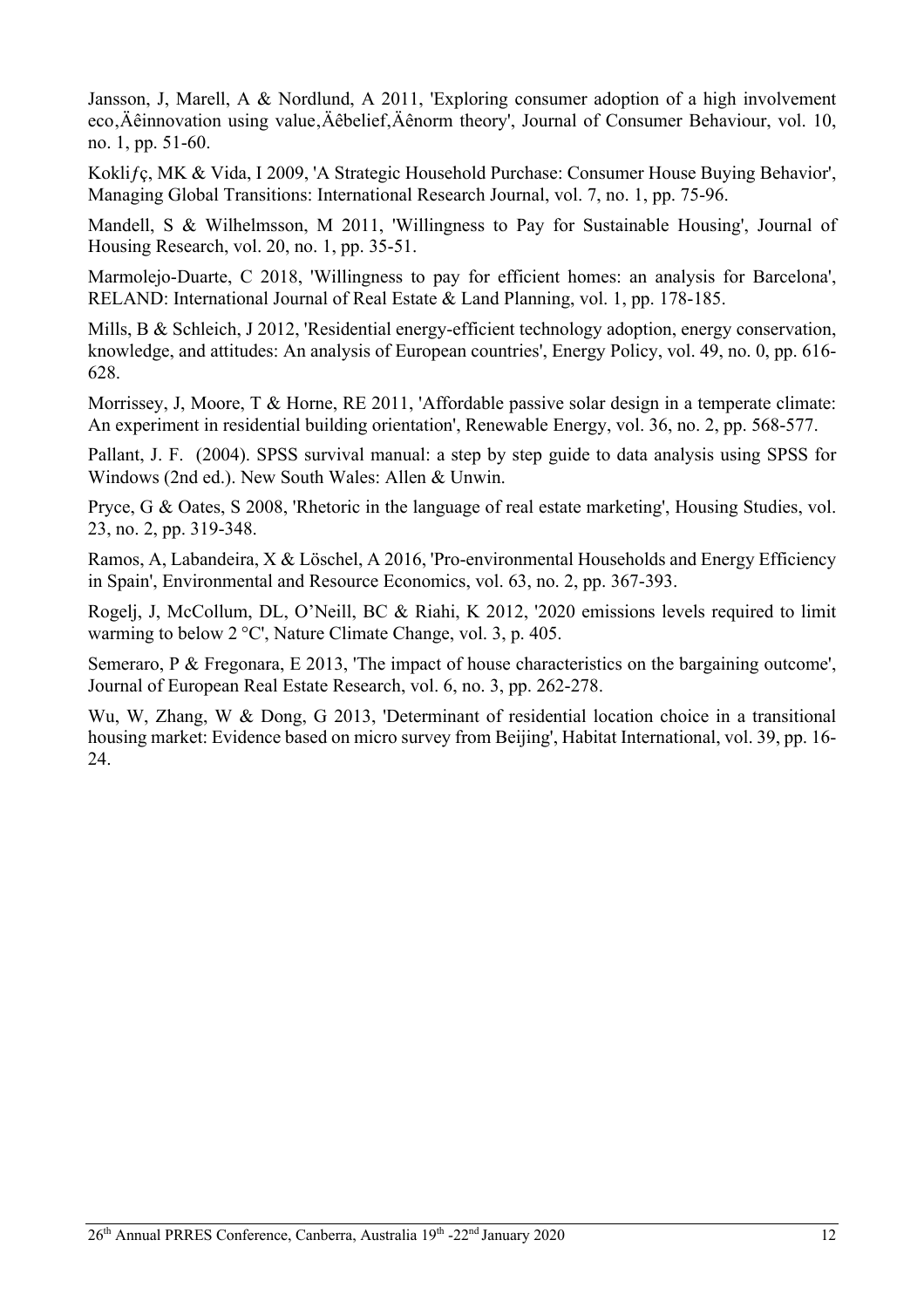Jansson, J, Marell, A & Nordlund, A 2011, 'Exploring consumer adoption of a high involvement eco‚Äêinnovation using value‚Äêbelief‚Äênorm theory', Journal of Consumer Behaviour, vol. 10, no. 1, pp. 51-60.

Koklič, MK & Vida, I 2009, 'A Strategic Household Purchase: Consumer House Buying Behavior', Managing Global Transitions: International Research Journal, vol. 7, no. 1, pp. 75-96.

Mandell, S & Wilhelmsson, M 2011, 'Willingness to Pay for Sustainable Housing', Journal of Housing Research, vol. 20, no. 1, pp. 35-51.

Marmolejo-Duarte, C 2018, 'Willingness to pay for efficient homes: an analysis for Barcelona', RELAND: International Journal of Real Estate & Land Planning, vol. 1, pp. 178-185.

Mills, B & Schleich, J 2012, 'Residential energy-efficient technology adoption, energy conservation, knowledge, and attitudes: An analysis of European countries', Energy Policy, vol. 49, no. 0, pp. 616-628.

Morrissey, J, Moore, T & Horne, RE 2011, 'Affordable passive solar design in a temperate climate: An experiment in residential building orientation', Renewable Energy, vol. 36, no. 2, pp. 568-577.

Pallant, J. F. (2004). SPSS survival manual: a step by step guide to data analysis using SPSS for Windows (2nd ed.). New South Wales: Allen & Unwin.

Pryce, G & Oates, S 2008, 'Rhetoric in the language of real estate marketing', Housing Studies, vol. 23, no. 2, pp. 319-348.

Ramos, A, Labandeira, X & Löschel, A 2016, 'Pro-environmental Households and Energy Efficiency in Spain', Environmental and Resource Economics, vol. 63, no. 2, pp. 367-393.

Rogelj, J, McCollum, DL, O'Neill, BC & Riahi, K 2012, '2020 emissions levels required to limit warming to below 2 °C', Nature Climate Change, vol. 3, p. 405.

Semeraro, P & Fregonara, E 2013, 'The impact of house characteristics on the bargaining outcome', Journal of European Real Estate Research, vol. 6, no. 3, pp. 262-278.

Wu, W, Zhang, W & Dong, G 2013, 'Determinant of residential location choice in a transitional housing market: Evidence based on micro survey from Beijing', Habitat International, vol. 39, pp. 16-24.